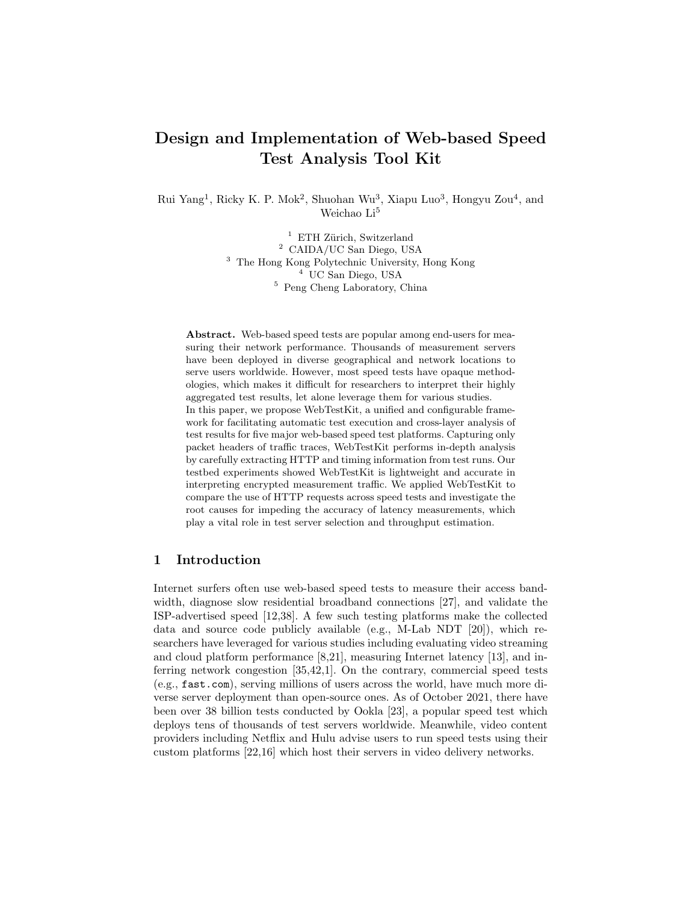# Design and Implementation of Web-based Speed Test Analysis Tool Kit

Rui Yang[1], Ricky K. P. Mok[2], Shuohan Wu[3], Xiapu Luo[3], Hongyu Zou[4], and Weichao Li[5]

[1] ETH Zürich, Switzerland
[2] CAIDA/UC San Diego, USA
[3] The Hong Kong Polytechnic University, Hong Kong
[4] UC San Diego, USA
[5] Peng Cheng Laboratory, China

**Abstract.** Web-based speed tests are popular among end-users for measuring their network performance. Thousands of measurement servers have been deployed in diverse geographical and network locations to serve users worldwide. However, most speed tests have opaque methodologies, which makes it difficult for researchers to interpret their highly aggregated test results, let alone leverage them for various studies.
In this paper, we propose WebTestKit, a unified and configurable framework for facilitating automatic test execution and cross-layer analysis of test results for five major web-based speed test platforms. Capturing only packet headers of traffic traces, WebTestKit performs in-depth analysis by carefully extracting HTTP and timing information from test runs. Our testbed experiments showed WebTestKit is lightweight and accurate in interpreting encrypted measurement traffic. We applied WebTestKit to compare the use of HTTP requests across speed tests and investigate the root causes for impeding the accuracy of latency measurements, which play a vital role in test server selection and throughput estimation.

## 1 Introduction

Internet surfers often use web-based speed tests to measure their access bandwidth, diagnose slow residential broadband connections [27], and validate the ISP-advertised speed [12,38]. A few such testing platforms make the collected data and source code publicly available (e.g., M-Lab NDT [20]), which researchers have leveraged for various studies including evaluating video streaming and cloud platform performance [8,21], measuring Internet latency [13], and inferring network congestion [35,42,1]. On the contrary, commercial speed tests (e.g., `fast.com`), serving millions of users across the world, have much more diverse server deployment than open-source ones. As of October 2021, there have been over 38 billion tests conducted by Ookla [23], a popular speed test which deploys tens of thousands of test servers worldwide. Meanwhile, video content providers including Netflix and Hulu advise users to run speed tests using their custom platforms [22,16] which host their servers in video delivery networks.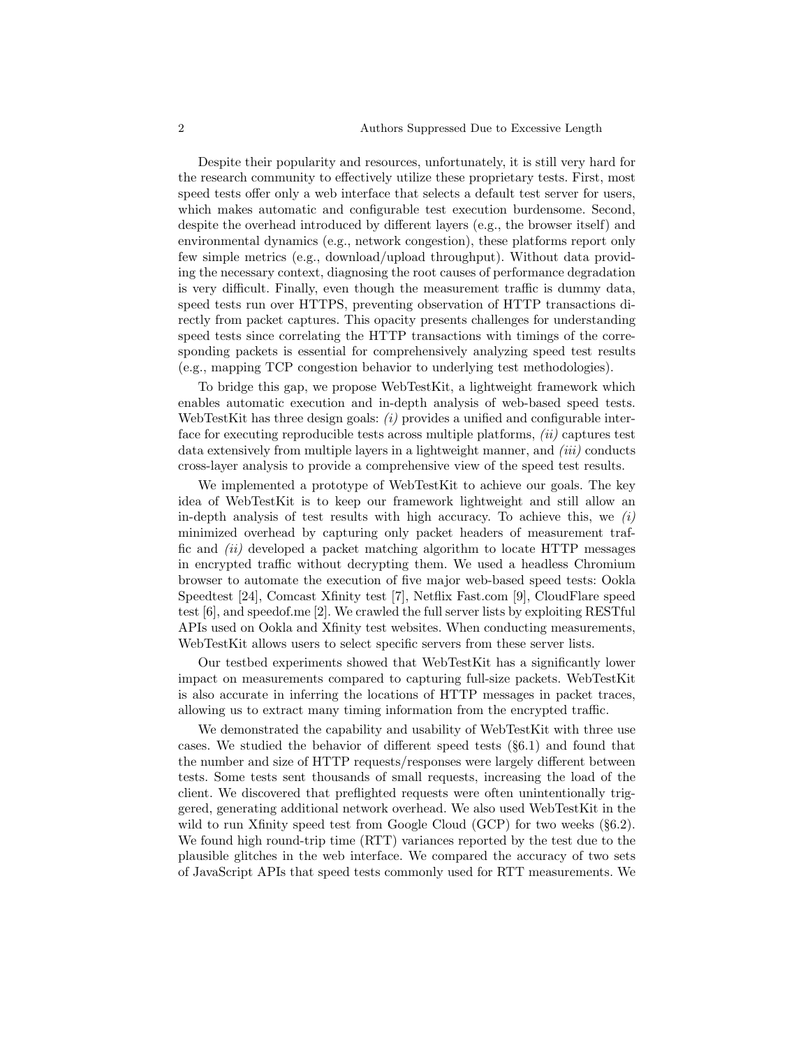Despite their popularity and resources, unfortunately, it is still very hard for the research community to effectively utilize these proprietary tests. First, most speed tests offer only a web interface that selects a default test server for users, which makes automatic and configurable test execution burdensome. Second, despite the overhead introduced by different layers (e.g., the browser itself) and environmental dynamics (e.g., network congestion), these platforms report only few simple metrics (e.g., download/upload throughput). Without data providing the necessary context, diagnosing the root causes of performance degradation is very difficult. Finally, even though the measurement traffic is dummy data, speed tests run over HTTPS, preventing observation of HTTP transactions directly from packet captures. This opacity presents challenges for understanding speed tests since correlating the HTTP transactions with timings of the corresponding packets is essential for comprehensively analyzing speed test results (e.g., mapping TCP congestion behavior to underlying test methodologies).

To bridge this gap, we propose WebTestKit, a lightweight framework which enables automatic execution and in-depth analysis of web-based speed tests. WebTestKit has three design goals: *(i)* provides a unified and configurable interface for executing reproducible tests across multiple platforms, *(ii)* captures test data extensively from multiple layers in a lightweight manner, and *(iii)* conducts cross-layer analysis to provide a comprehensive view of the speed test results.

We implemented a prototype of WebTestKit to achieve our goals. The key idea of WebTestKit is to keep our framework lightweight and still allow an in-depth analysis of test results with high accuracy. To achieve this, we *(i)* minimized overhead by capturing only packet headers of measurement traffic and *(ii)* developed a packet matching algorithm to locate HTTP messages in encrypted traffic without decrypting them. We used a headless Chromium browser to automate the execution of five major web-based speed tests: Ookla Speedtest [24], Comcast Xfinity test [7], Netflix Fast.com [9], CloudFlare speed test [6], and speedof.me [2]. We crawled the full server lists by exploiting RESTful APIs used on Ookla and Xfinity test websites. When conducting measurements, WebTestKit allows users to select specific servers from these server lists.

Our testbed experiments showed that WebTestKit has a significantly lower impact on measurements compared to capturing full-size packets. WebTestKit is also accurate in inferring the locations of HTTP messages in packet traces, allowing us to extract many timing information from the encrypted traffic.

We demonstrated the capability and usability of WebTestKit with three use cases. We studied the behavior of different speed tests (§6.1) and found that the number and size of HTTP requests/responses were largely different between tests. Some tests sent thousands of small requests, increasing the load of the client. We discovered that preflighted requests were often unintentionally triggered, generating additional network overhead. We also used WebTestKit in the wild to run Xfinity speed test from Google Cloud (GCP) for two weeks (§6.2). We found high round-trip time (RTT) variances reported by the test due to the plausible glitches in the web interface. We compared the accuracy of two sets of JavaScript APIs that speed tests commonly used for RTT measurements. We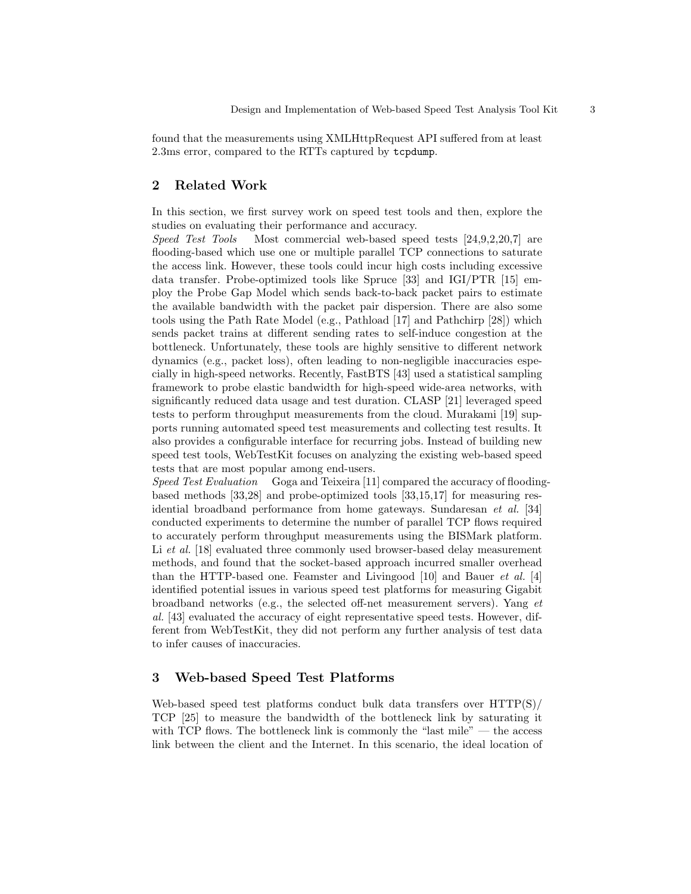found that the measurements using XMLHttpRequest API suffered from at least 2.3ms error, compared to the RTTs captured by `tcpdump`.

## 2 Related Work

In this section, we first survey work on speed test tools and then, explore the studies on evaluating their performance and accuracy.

*Speed Test Tools* Most commercial web-based speed tests [24,9,2,20,7] are flooding-based which use one or multiple parallel TCP connections to saturate the access link. However, these tools could incur high costs including excessive data transfer. Probe-optimized tools like Spruce [33] and IGI/PTR [15] employ the Probe Gap Model which sends back-to-back packet pairs to estimate the available bandwidth with the packet pair dispersion. There are also some tools using the Path Rate Model (e.g., Pathload [17] and Pathchirp [28]) which sends packet trains at different sending rates to self-induce congestion at the bottleneck. Unfortunately, these tools are highly sensitive to different network dynamics (e.g., packet loss), often leading to non-negligible inaccuracies especially in high-speed networks. Recently, FastBTS [43] used a statistical sampling framework to probe elastic bandwidth for high-speed wide-area networks, with significantly reduced data usage and test duration. CLASP [21] leveraged speed tests to perform throughput measurements from the cloud. Murakami [19] supports running automated speed test measurements and collecting test results. It also provides a configurable interface for recurring jobs. Instead of building new speed test tools, WebTestKit focuses on analyzing the existing web-based speed tests that are most popular among end-users.

*Speed Test Evaluation* Goga and Teixeira [11] compared the accuracy of flooding-based methods [33,28] and probe-optimized tools [33,15,17] for measuring residential broadband performance from home gateways. Sundaresan *et al.* [34] conducted experiments to determine the number of parallel TCP flows required to accurately perform throughput measurements using the BISMark platform. Li *et al.* [18] evaluated three commonly used browser-based delay measurement methods, and found that the socket-based approach incurred smaller overhead than the HTTP-based one. Feamster and Livingood [10] and Bauer *et al.* [4] identified potential issues in various speed test platforms for measuring Gigabit broadband networks (e.g., the selected off-net measurement servers). Yang *et al.* [43] evaluated the accuracy of eight representative speed tests. However, different from WebTestKit, they did not perform any further analysis of test data to infer causes of inaccuracies.

## 3 Web-based Speed Test Platforms

Web-based speed test platforms conduct bulk data transfers over HTTP(S)/TCP [25] to measure the bandwidth of the bottleneck link by saturating it with TCP flows. The bottleneck link is commonly the "last mile" — the access link between the client and the Internet. In this scenario, the ideal location of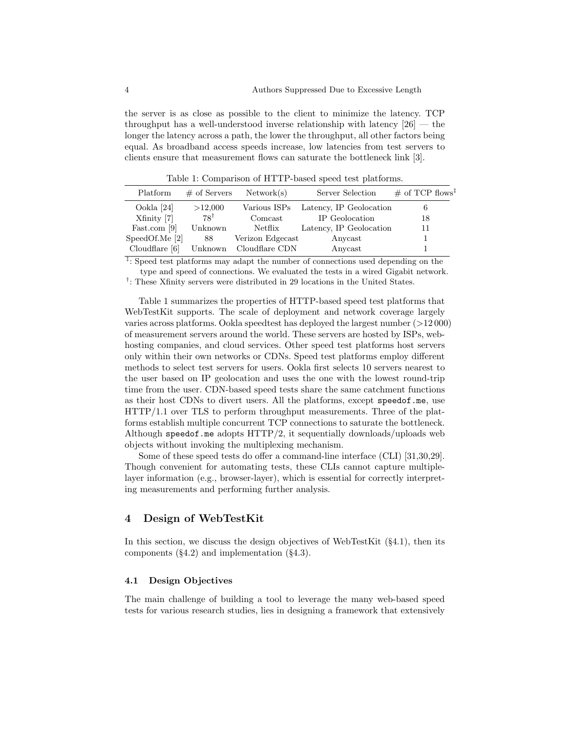the server is as close as possible to the client to minimize the latency. TCP throughput has a well-understood inverse relationship with latency [26] — the longer the latency across a path, the lower the throughput, all other factors being equal. As broadband access speeds increase, low latencies from test servers to clients ensure that measurement flows can saturate the bottleneck link [3].

Table 1: Comparison of HTTP-based speed test platforms.

| Platform | # of Servers | Network(s) | Server Selection | # of TCP flows‡ |
|---|---|---|---|---|
| Ookla [24] | >12,000 | Various ISPs | Latency, IP Geolocation | 6 |
| Xfinity [7] | 78† | Comcast | IP Geolocation | 18 |
| Fast.com [9] | Unknown | Netflix | Latency, IP Geolocation | 11 |
| SpeedOf.Me [2] | 88 | Verizon Edgecast | Anycast | 1 |
| Cloudflare [6] | Unknown | Cloudflare CDN | Anycast | 1 |

‡: Speed test platforms may adapt the number of connections used depending on the type and speed of connections. We evaluated the tests in a wired Gigabit network.
†: These Xfinity servers were distributed in 29 locations in the United States.

Table 1 summarizes the properties of HTTP-based speed test platforms that WebTestKit supports. The scale of deployment and network coverage largely varies across platforms. Ookla speedtest has deployed the largest number (>12 000) of measurement servers around the world. These servers are hosted by ISPs, web-hosting companies, and cloud services. Other speed test platforms host servers only within their own networks or CDNs. Speed test platforms employ different methods to select test servers for users. Ookla first selects 10 servers nearest to the user based on IP geolocation and uses the one with the lowest round-trip time from the user. CDN-based speed tests share the same catchment functions as their host CDNs to divert users. All the platforms, except `speedof.me`, use HTTP/1.1 over TLS to perform throughput measurements. Three of the platforms establish multiple concurrent TCP connections to saturate the bottleneck. Although `speedof.me` adopts HTTP/2, it sequentially downloads/uploads web objects without invoking the multiplexing mechanism.

Some of these speed tests do offer a command-line interface (CLI) [31,30,29]. Though convenient for automating tests, these CLIs cannot capture multiple-layer information (e.g., browser-layer), which is essential for correctly interpreting measurements and performing further analysis.

## 4 Design of WebTestKit

In this section, we discuss the design objectives of WebTestKit (§4.1), then its components (§4.2) and implementation (§4.3).

### 4.1 Design Objectives

The main challenge of building a tool to leverage the many web-based speed tests for various research studies, lies in designing a framework that extensively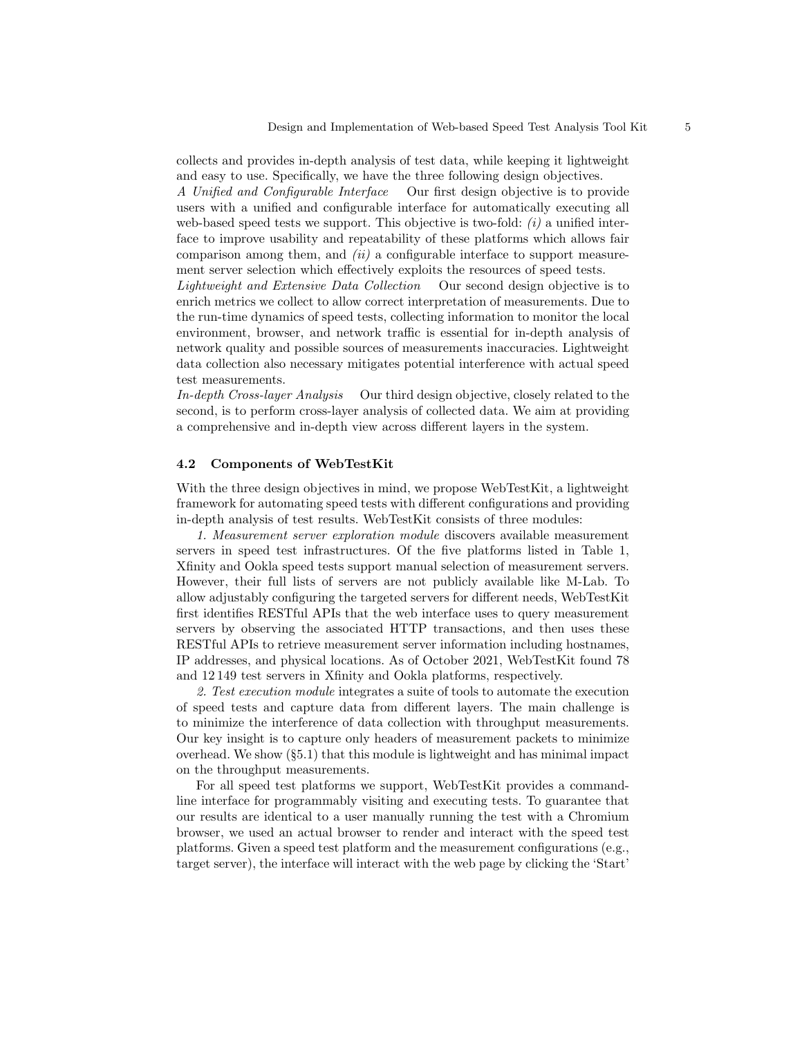collects and provides in-depth analysis of test data, while keeping it lightweight and easy to use. Specifically, we have the three following design objectives.

*A Unified and Configurable Interface* Our first design objective is to provide users with a unified and configurable interface for automatically executing all web-based speed tests we support. This objective is two-fold: *(i)* a unified interface to improve usability and repeatability of these platforms which allows fair comparison among them, and *(ii)* a configurable interface to support measurement server selection which effectively exploits the resources of speed tests.

*Lightweight and Extensive Data Collection* Our second design objective is to enrich metrics we collect to allow correct interpretation of measurements. Due to the run-time dynamics of speed tests, collecting information to monitor the local environment, browser, and network traffic is essential for in-depth analysis of network quality and possible sources of measurements inaccuracies. Lightweight data collection also necessary mitigates potential interference with actual speed test measurements.

*In-depth Cross-layer Analysis* Our third design objective, closely related to the second, is to perform cross-layer analysis of collected data. We aim at providing a comprehensive and in-depth view across different layers in the system.

### 4.2 Components of WebTestKit

With the three design objectives in mind, we propose WebTestKit, a lightweight framework for automating speed tests with different configurations and providing in-depth analysis of test results. WebTestKit consists of three modules:

*1. Measurement server exploration module* discovers available measurement servers in speed test infrastructures. Of the five platforms listed in Table 1, Xfinity and Ookla speed tests support manual selection of measurement servers. However, their full lists of servers are not publicly available like M-Lab. To allow adjustably configuring the targeted servers for different needs, WebTestKit first identifies RESTful APIs that the web interface uses to query measurement servers by observing the associated HTTP transactions, and then uses these RESTful APIs to retrieve measurement server information including hostnames, IP addresses, and physical locations. As of October 2021, WebTestKit found 78 and 12 149 test servers in Xfinity and Ookla platforms, respectively.

*2. Test execution module* integrates a suite of tools to automate the execution of speed tests and capture data from different layers. The main challenge is to minimize the interference of data collection with throughput measurements. Our key insight is to capture only headers of measurement packets to minimize overhead. We show (§5.1) that this module is lightweight and has minimal impact on the throughput measurements.

For all speed test platforms we support, WebTestKit provides a command-line interface for programmably visiting and executing tests. To guarantee that our results are identical to a user manually running the test with a Chromium browser, we used an actual browser to render and interact with the speed test platforms. Given a speed test platform and the measurement configurations (e.g., target server), the interface will interact with the web page by clicking the 'Start'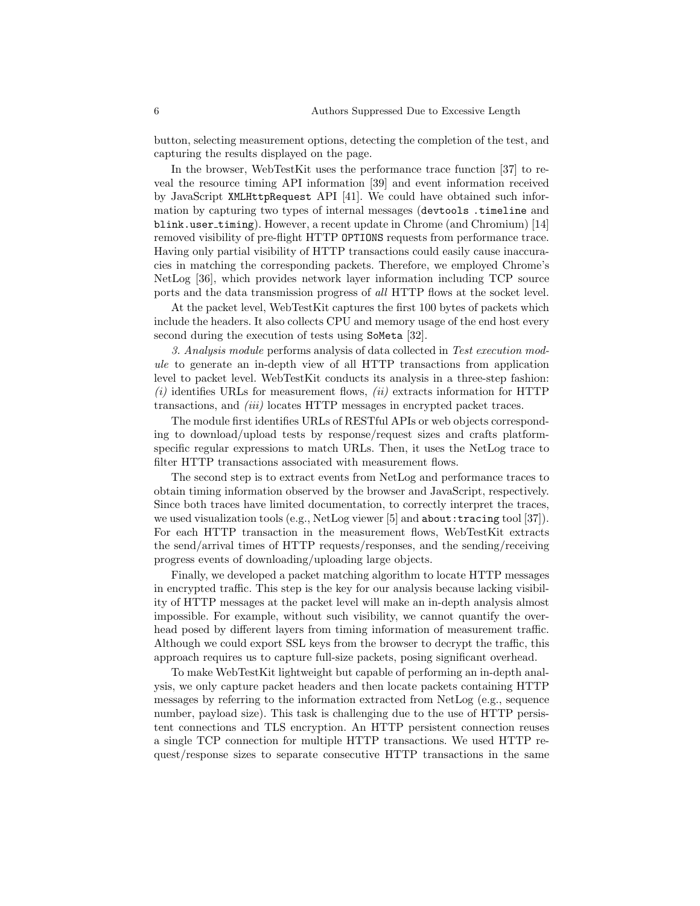button, selecting measurement options, detecting the completion of the test, and capturing the results displayed on the page.

In the browser, WebTestKit uses the performance trace function [37] to reveal the resource timing API information [39] and event information received by JavaScript `XMLHttpRequest` API [41]. We could have obtained such information by capturing two types of internal messages (`devtools .timeline` and `blink.user_timing`). However, a recent update in Chrome (and Chromium) [14] removed visibility of pre-flight HTTP `OPTIONS` requests from performance trace. Having only partial visibility of HTTP transactions could easily cause inaccuracies in matching the corresponding packets. Therefore, we employed Chrome's NetLog [36], which provides network layer information including TCP source ports and the data transmission progress of *all* HTTP flows at the socket level.

At the packet level, WebTestKit captures the first 100 bytes of packets which include the headers. It also collects CPU and memory usage of the end host every second during the execution of tests using `SoMeta` [32].

*3. Analysis module* performs analysis of data collected in *Test execution module* to generate an in-depth view of all HTTP transactions from application level to packet level. WebTestKit conducts its analysis in a three-step fashion: *(i)* identifies URLs for measurement flows, *(ii)* extracts information for HTTP transactions, and *(iii)* locates HTTP messages in encrypted packet traces.

The module first identifies URLs of RESTful APIs or web objects corresponding to download/upload tests by response/request sizes and crafts platform-specific regular expressions to match URLs. Then, it uses the NetLog trace to filter HTTP transactions associated with measurement flows.

The second step is to extract events from NetLog and performance traces to obtain timing information observed by the browser and JavaScript, respectively. Since both traces have limited documentation, to correctly interpret the traces, we used visualization tools (e.g., NetLog viewer [5] and `about:tracing` tool [37]). For each HTTP transaction in the measurement flows, WebTestKit extracts the send/arrival times of HTTP requests/responses, and the sending/receiving progress events of downloading/uploading large objects.

Finally, we developed a packet matching algorithm to locate HTTP messages in encrypted traffic. This step is the key for our analysis because lacking visibility of HTTP messages at the packet level will make an in-depth analysis almost impossible. For example, without such visibility, we cannot quantify the overhead posed by different layers from timing information of measurement traffic. Although we could export SSL keys from the browser to decrypt the traffic, this approach requires us to capture full-size packets, posing significant overhead.

To make WebTestKit lightweight but capable of performing an in-depth analysis, we only capture packet headers and then locate packets containing HTTP messages by referring to the information extracted from NetLog (e.g., sequence number, payload size). This task is challenging due to the use of HTTP persistent connections and TLS encryption. An HTTP persistent connection reuses a single TCP connection for multiple HTTP transactions. We used HTTP request/response sizes to separate consecutive HTTP transactions in the same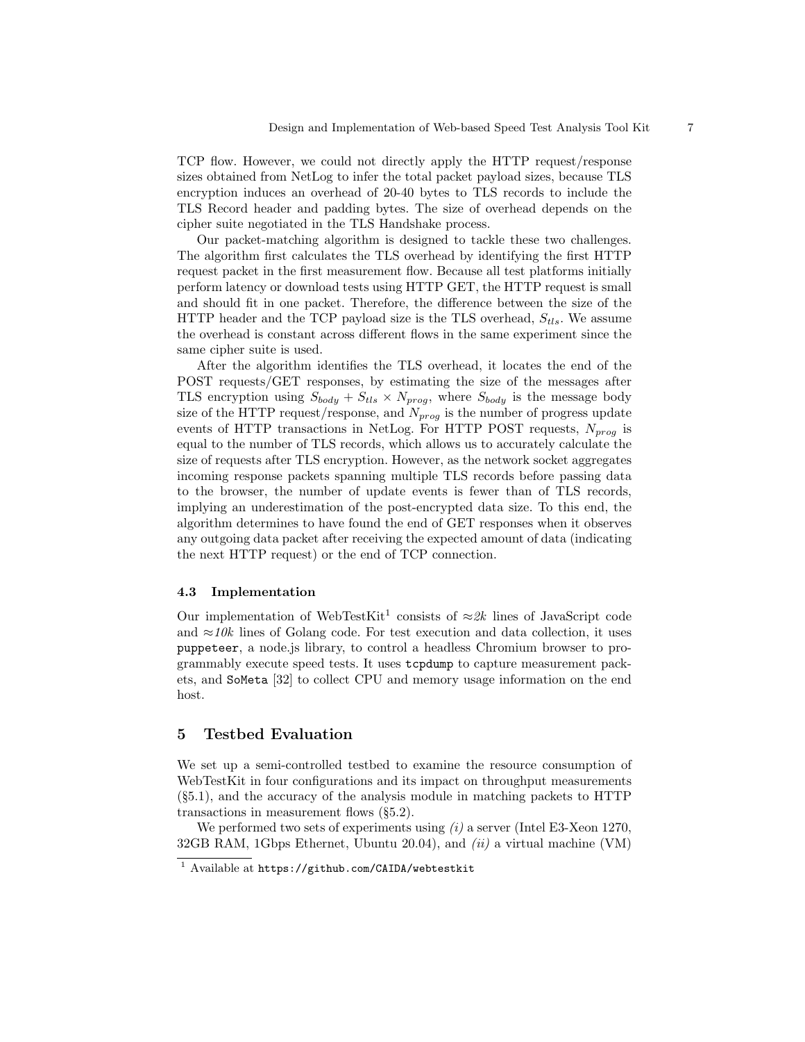TCP flow. However, we could not directly apply the HTTP request/response sizes obtained from NetLog to infer the total packet payload sizes, because TLS encryption induces an overhead of 20-40 bytes to TLS records to include the TLS Record header and padding bytes. The size of overhead depends on the cipher suite negotiated in the TLS Handshake process.

Our packet-matching algorithm is designed to tackle these two challenges. The algorithm first calculates the TLS overhead by identifying the first HTTP request packet in the first measurement flow. Because all test platforms initially perform latency or download tests using HTTP GET, the HTTP request is small and should fit in one packet. Therefore, the difference between the size of the HTTP header and the TCP payload size is the TLS overhead, $S_{tls}$. We assume the overhead is constant across different flows in the same experiment since the same cipher suite is used.

After the algorithm identifies the TLS overhead, it locates the end of the POST requests/GET responses, by estimating the size of the messages after TLS encryption using $S_{body} + S_{tls} \times N_{prog}$, where $S_{body}$ is the message body size of the HTTP request/response, and $N_{prog}$ is the number of progress update events of HTTP transactions in NetLog. For HTTP POST requests, $N_{prog}$ is equal to the number of TLS records, which allows us to accurately calculate the size of requests after TLS encryption. However, as the network socket aggregates incoming response packets spanning multiple TLS records before passing data to the browser, the number of update events is fewer than of TLS records, implying an underestimation of the post-encrypted data size. To this end, the algorithm determines to have found the end of GET responses when it observes any outgoing data packet after receiving the expected amount of data (indicating the next HTTP request) or the end of TCP connection.

### 4.3 Implementation

Our implementation of WebTestKit[1] consists of ≈*2k* lines of JavaScript code and ≈*10k* lines of Golang code. For test execution and data collection, it uses `puppeteer`, a node.js library, to control a headless Chromium browser to programmably execute speed tests. It uses `tcpdump` to capture measurement packets, and `SoMeta` [32] to collect CPU and memory usage information on the end host.

## 5 Testbed Evaluation

We set up a semi-controlled testbed to examine the resource consumption of WebTestKit in four configurations and its impact on throughput measurements (§5.1), and the accuracy of the analysis module in matching packets to HTTP transactions in measurement flows (§5.2).

We performed two sets of experiments using *(i)* a server (Intel E3-Xeon 1270, 32GB RAM, 1Gbps Ethernet, Ubuntu 20.04), and *(ii)* a virtual machine (VM)

[1] Available at `https://github.com/CAIDA/webtestkit`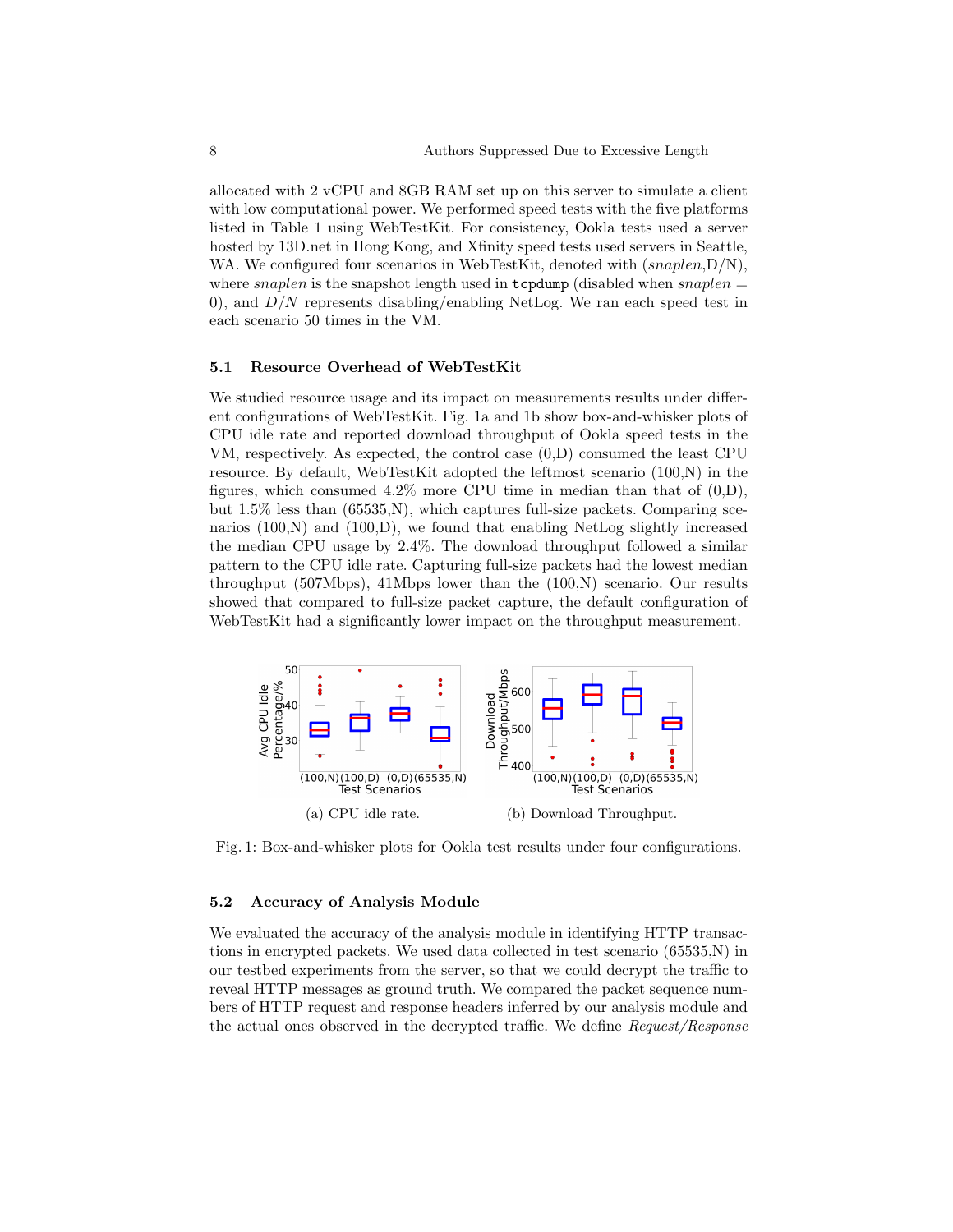allocated with 2 vCPU and 8GB RAM set up on this server to simulate a client with low computational power. We performed speed tests with the five platforms listed in Table 1 using WebTestKit. For consistency, Ookla tests used a server hosted by 13D.net in Hong Kong, and Xfinity speed tests used servers in Seattle, WA. We configured four scenarios in WebTestKit, denoted with (*snaplen*,D/N), where *snaplen* is the snapshot length used in `tcpdump` (disabled when *snaplen* = 0), and *D/N* represents disabling/enabling NetLog. We ran each speed test in each scenario 50 times in the VM.

### 5.1 Resource Overhead of WebTestKit

We studied resource usage and its impact on measurements results under different configurations of WebTestKit. Fig. 1a and 1b show box-and-whisker plots of CPU idle rate and reported download throughput of Ookla speed tests in the VM, respectively. As expected, the control case (0,D) consumed the least CPU resource. By default, WebTestKit adopted the leftmost scenario (100,N) in the figures, which consumed 4.2% more CPU time in median than that of (0,D), but 1.5% less than (65535,N), which captures full-size packets. Comparing scenarios (100,N) and (100,D), we found that enabling NetLog slightly increased the median CPU usage by 2.4%. The download throughput followed a similar pattern to the CPU idle rate. Capturing full-size packets had the lowest median throughput (507Mbps), 41Mbps lower than the (100,N) scenario. Our results showed that compared to full-size packet capture, the default configuration of WebTestKit had a significantly lower impact on the throughput measurement.

(a) CPU idle rate.

(b) Download Throughput.

Fig. 1: Box-and-whisker plots for Ookla test results under four configurations.

### 5.2 Accuracy of Analysis Module

We evaluated the accuracy of the analysis module in identifying HTTP transactions in encrypted packets. We used data collected in test scenario (65535,N) in our testbed experiments from the server, so that we could decrypt the traffic to reveal HTTP messages as ground truth. We compared the packet sequence numbers of HTTP request and response headers inferred by our analysis module and the actual ones observed in the decrypted traffic. We define *Request/Response*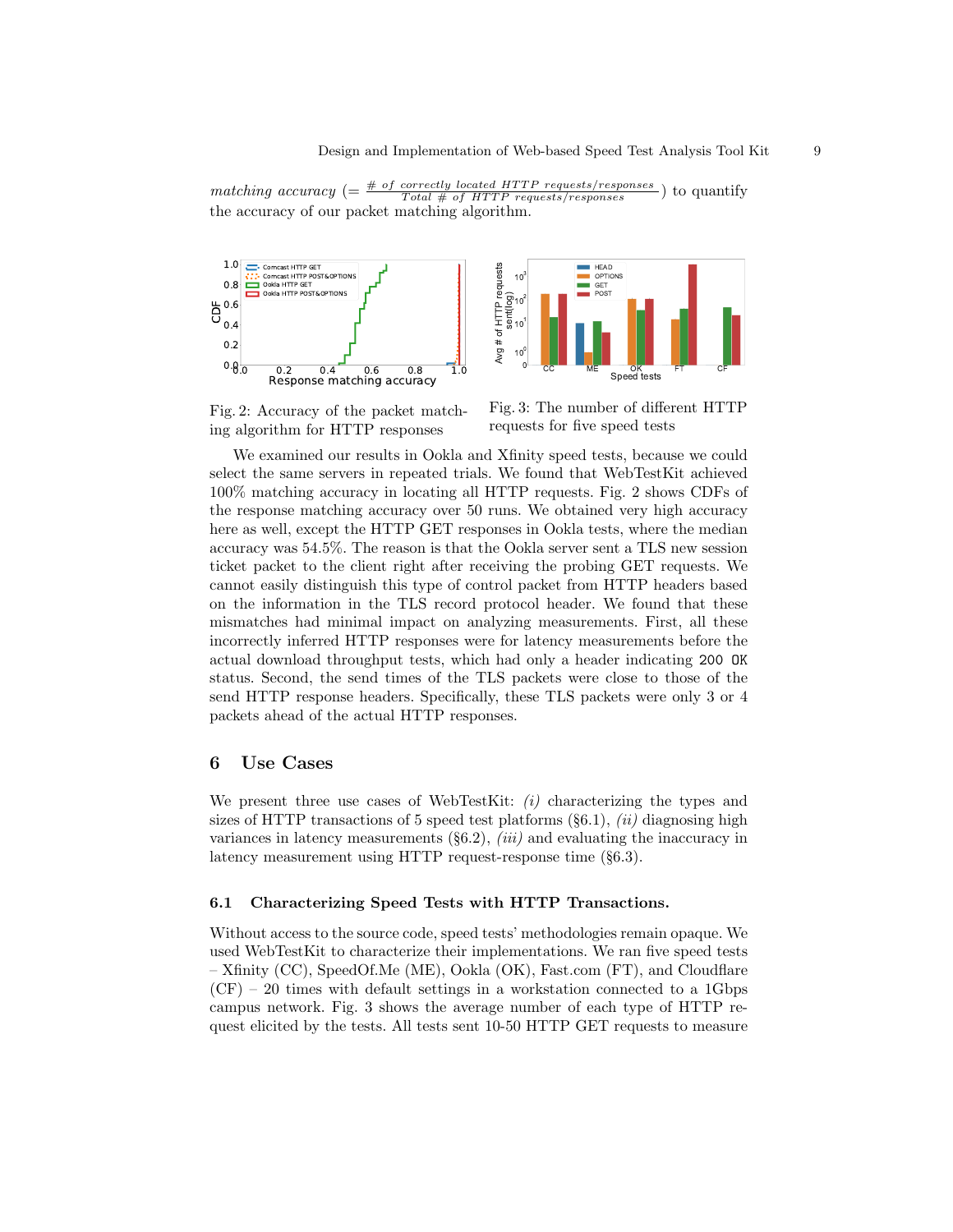*matching accuracy* ($= \frac{\#\ of\ correctly\ located\ HTTP\ requests/responses}{Total\ \#\ of\ HTTP\ requests/responses}$) to quantify the accuracy of our packet matching algorithm.

Fig. 2: Accuracy of the packet matching algorithm for HTTP responses

Fig. 3: The number of different HTTP requests for five speed tests

We examined our results in Ookla and Xfinity speed tests, because we could select the same servers in repeated trials. We found that WebTestKit achieved 100% matching accuracy in locating all HTTP requests. Fig. 2 shows CDFs of the response matching accuracy over 50 runs. We obtained very high accuracy here as well, except the HTTP GET responses in Ookla tests, where the median accuracy was 54.5%. The reason is that the Ookla server sent a TLS new session ticket packet to the client right after receiving the probing GET requests. We cannot easily distinguish this type of control packet from HTTP headers based on the information in the TLS record protocol header. We found that these mismatches had minimal impact on analyzing measurements. First, all these incorrectly inferred HTTP responses were for latency measurements before the actual download throughput tests, which had only a header indicating `200 OK` status. Second, the send times of the TLS packets were close to those of the send HTTP response headers. Specifically, these TLS packets were only 3 or 4 packets ahead of the actual HTTP responses.

## 6 Use Cases

We present three use cases of WebTestKit: *(i)* characterizing the types and sizes of HTTP transactions of 5 speed test platforms (§6.1), *(ii)* diagnosing high variances in latency measurements (§6.2), *(iii)* and evaluating the inaccuracy in latency measurement using HTTP request-response time (§6.3).

### 6.1 Characterizing Speed Tests with HTTP Transactions.

Without access to the source code, speed tests' methodologies remain opaque. We used WebTestKit to characterize their implementations. We ran five speed tests – Xfinity (CC), SpeedOf.Me (ME), Ookla (OK), Fast.com (FT), and Cloudflare (CF) – 20 times with default settings in a workstation connected to a 1Gbps campus network. Fig. 3 shows the average number of each type of HTTP request elicited by the tests. All tests sent 10-50 HTTP GET requests to measure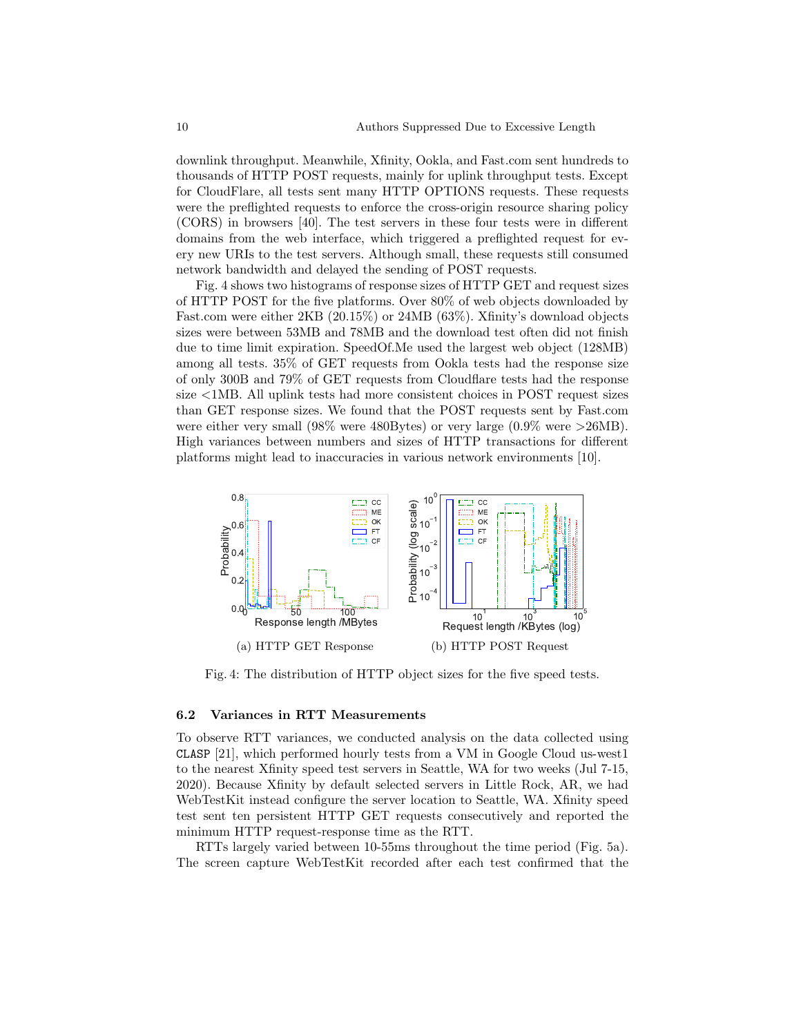downlink throughput. Meanwhile, Xfinity, Ookla, and Fast.com sent hundreds to thousands of HTTP POST requests, mainly for uplink throughput tests. Except for CloudFlare, all tests sent many HTTP OPTIONS requests. These requests were the preflighted requests to enforce the cross-origin resource sharing policy (CORS) in browsers [40]. The test servers in these four tests were in different domains from the web interface, which triggered a preflighted request for every new URIs to the test servers. Although small, these requests still consumed network bandwidth and delayed the sending of POST requests.

Fig. 4 shows two histograms of response sizes of HTTP GET and request sizes of HTTP POST for the five platforms. Over 80% of web objects downloaded by Fast.com were either 2KB (20.15%) or 24MB (63%). Xfinity's download objects sizes were between 53MB and 78MB and the download test often did not finish due to time limit expiration. SpeedOf.Me used the largest web object (128MB) among all tests. 35% of GET requests from Ookla tests had the response size of only 300B and 79% of GET requests from Cloudflare tests had the response size <1MB. All uplink tests had more consistent choices in POST request sizes than GET response sizes. We found that the POST requests sent by Fast.com were either very small (98% were 480Bytes) or very large (0.9% were >26MB). High variances between numbers and sizes of HTTP transactions for different platforms might lead to inaccuracies in various network environments [10].

(a) HTTP GET Response

(b) HTTP POST Request

Fig. 4: The distribution of HTTP object sizes for the five speed tests.

### 6.2 Variances in RTT Measurements

To observe RTT variances, we conducted analysis on the data collected using `CLASP` [21], which performed hourly tests from a VM in Google Cloud us-west1 to the nearest Xfinity speed test servers in Seattle, WA for two weeks (Jul 7-15, 2020). Because Xfinity by default selected servers in Little Rock, AR, we had WebTestKit instead configure the server location to Seattle, WA. Xfinity speed test sent ten persistent HTTP GET requests consecutively and reported the minimum HTTP request-response time as the RTT.

RTTs largely varied between 10-55ms throughout the time period (Fig. 5a). The screen capture WebTestKit recorded after each test confirmed that the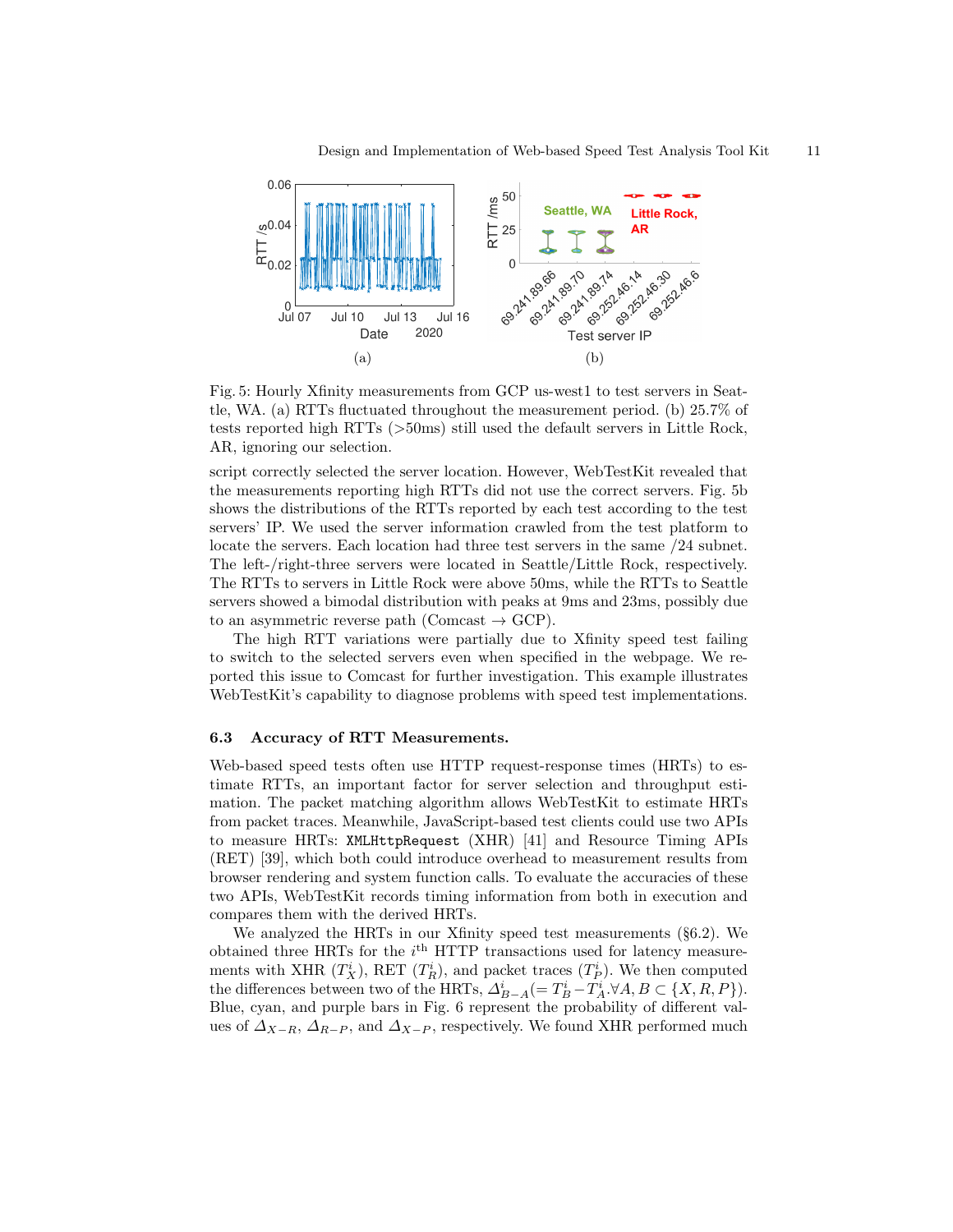Fig. 5: Hourly Xfinity measurements from GCP us-west1 to test servers in Seattle, WA. (a) RTTs fluctuated throughout the measurement period. (b) 25.7% of tests reported high RTTs (>50ms) still used the default servers in Little Rock, AR, ignoring our selection.

script correctly selected the server location. However, WebTestKit revealed that the measurements reporting high RTTs did not use the correct servers. Fig. 5b shows the distributions of the RTTs reported by each test according to the test servers' IP. We used the server information crawled from the test platform to locate the servers. Each location had three test servers in the same /24 subnet. The left-/right-three servers were located in Seattle/Little Rock, respectively. The RTTs to servers in Little Rock were above 50ms, while the RTTs to Seattle servers showed a bimodal distribution with peaks at 9ms and 23ms, possibly due to an asymmetric reverse path (Comcast → GCP).

The high RTT variations were partially due to Xfinity speed test failing to switch to the selected servers even when specified in the webpage. We reported this issue to Comcast for further investigation. This example illustrates WebTestKit's capability to diagnose problems with speed test implementations.

### 6.3 Accuracy of RTT Measurements.

Web-based speed tests often use HTTP request-response times (HRTs) to estimate RTTs, an important factor for server selection and throughput estimation. The packet matching algorithm allows WebTestKit to estimate HRTs from packet traces. Meanwhile, JavaScript-based test clients could use two APIs to measure HRTs: `XMLHttpRequest` (XHR) [41] and Resource Timing APIs (RET) [39], which both could introduce overhead to measurement results from browser rendering and system function calls. To evaluate the accuracies of these two APIs, WebTestKit records timing information from both in execution and compares them with the derived HRTs.

We analyzed the HRTs in our Xfinity speed test measurements (§6.2). We obtained three HRTs for the $i^{\text{th}}$ HTTP transactions used for latency measurements with XHR ($T_X^i$), RET ($T_R^i$), and packet traces ($T_P^i$). We then computed the differences between two of the HRTs, $\Delta_{B-A}^i (= T_B^i - T_A^i . \forall A, B \subset \{X, R, P\})$. Blue, cyan, and purple bars in Fig. 6 represent the probability of different values of $\Delta_{X-R}$, $\Delta_{R-P}$, and $\Delta_{X-P}$, respectively. We found XHR performed much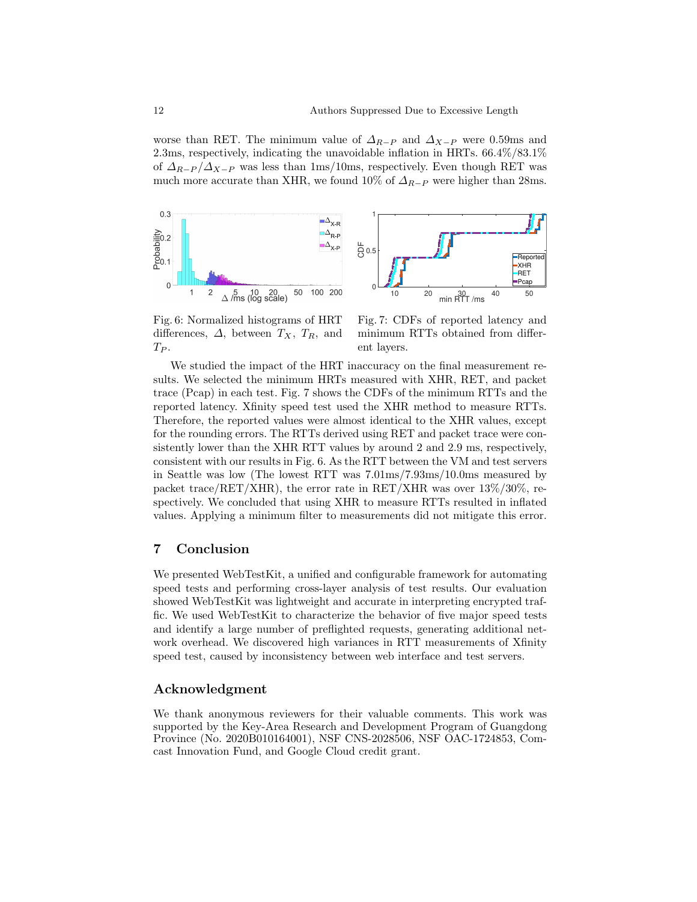worse than RET. The minimum value of $\Delta_{R-P}$ and $\Delta_{X-P}$ were 0.59ms and 2.3ms, respectively, indicating the unavoidable inflation in HRTs. 66.4%/83.1% of $\Delta_{R-P}/\Delta_{X-P}$ was less than 1ms/10ms, respectively. Even though RET was much more accurate than XHR, we found 10% of $\Delta_{R-P}$ were higher than 28ms.

Fig. 6: Normalized histograms of HRT differences, $\Delta$, between $T_X$, $T_R$, and $T_P$.

Fig. 7: CDFs of reported latency and minimum RTTs obtained from different layers.

We studied the impact of the HRT inaccuracy on the final measurement results. We selected the minimum HRTs measured with XHR, RET, and packet trace (Pcap) in each test. Fig. 7 shows the CDFs of the minimum RTTs and the reported latency. Xfinity speed test used the XHR method to measure RTTs. Therefore, the reported values were almost identical to the XHR values, except for the rounding errors. The RTTs derived using RET and packet trace were consistently lower than the XHR RTT values by around 2 and 2.9 ms, respectively, consistent with our results in Fig. 6. As the RTT between the VM and test servers in Seattle was low (The lowest RTT was 7.01ms/7.93ms/10.0ms measured by packet trace/RET/XHR), the error rate in RET/XHR was over 13%/30%, respectively. We concluded that using XHR to measure RTTs resulted in inflated values. Applying a minimum filter to measurements did not mitigate this error.

## 7 Conclusion

We presented WebTestKit, a unified and configurable framework for automating speed tests and performing cross-layer analysis of test results. Our evaluation showed WebTestKit was lightweight and accurate in interpreting encrypted traffic. We used WebTestKit to characterize the behavior of five major speed tests and identify a large number of preflighted requests, generating additional network overhead. We discovered high variances in RTT measurements of Xfinity speed test, caused by inconsistency between web interface and test servers.

## Acknowledgment

We thank anonymous reviewers for their valuable comments. This work was supported by the Key-Area Research and Development Program of Guangdong Province (No. 2020B010164001), NSF CNS-2028506, NSF OAC-1724853, Comcast Innovation Fund, and Google Cloud credit grant.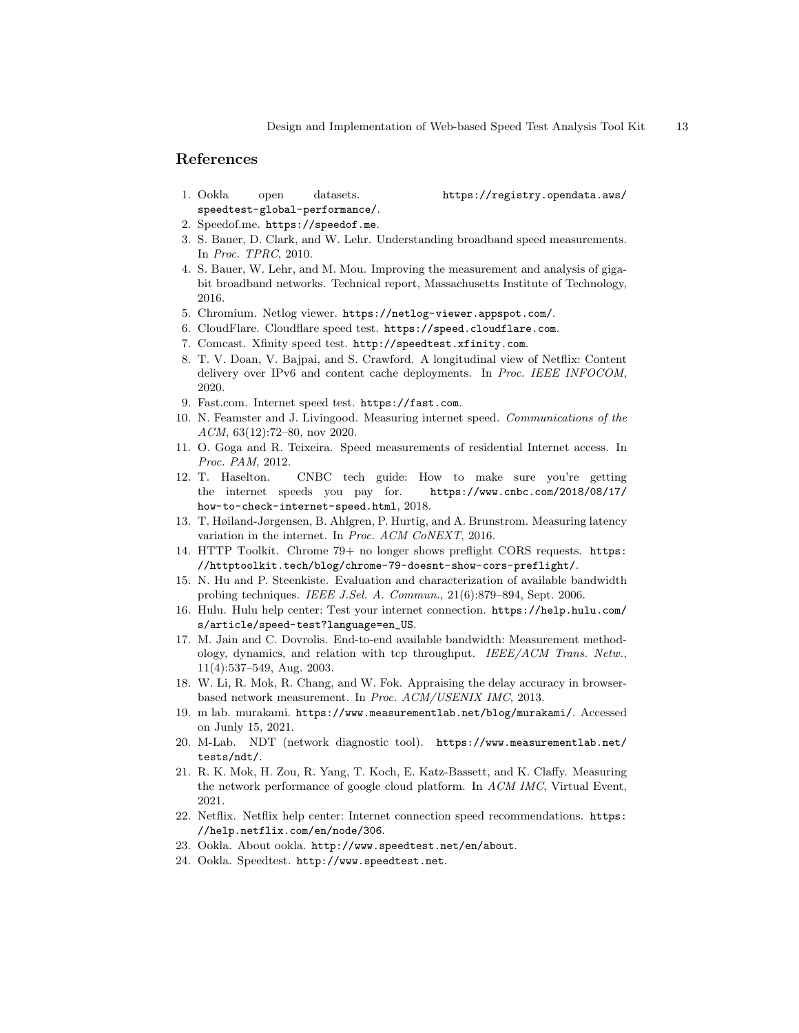## References

1. Ookla open datasets. https://registry.opendata.aws/speedtest-global-performance/.
2. Speedof.me. https://speedof.me.
3. S. Bauer, D. Clark, and W. Lehr. Understanding broadband speed measurements. In *Proc. TPRC*, 2010.
4. S. Bauer, W. Lehr, and M. Mou. Improving the measurement and analysis of gigabit broadband networks. Technical report, Massachusetts Institute of Technology, 2016.
5. Chromium. Netlog viewer. https://netlog-viewer.appspot.com/.
6. CloudFlare. Cloudflare speed test. https://speed.cloudflare.com.
7. Comcast. Xfinity speed test. http://speedtest.xfinity.com.
8. T. V. Doan, V. Bajpai, and S. Crawford. A longitudinal view of Netflix: Content delivery over IPv6 and content cache deployments. In *Proc. IEEE INFOCOM*, 2020.
9. Fast.com. Internet speed test. https://fast.com.
10. N. Feamster and J. Livingood. Measuring internet speed. *Communications of the ACM*, 63(12):72–80, nov 2020.
11. O. Goga and R. Teixeira. Speed measurements of residential Internet access. In *Proc. PAM*, 2012.
12. T. Haselton. CNBC tech guide: How to make sure you're getting the internet speeds you pay for. https://www.cnbc.com/2018/08/17/how-to-check-internet-speed.html, 2018.
13. T. Høiland-Jørgensen, B. Ahlgren, P. Hurtig, and A. Brunstrom. Measuring latency variation in the internet. In *Proc. ACM CoNEXT*, 2016.
14. HTTP Toolkit. Chrome 79+ no longer shows preflight CORS requests. https://httptoolkit.tech/blog/chrome-79-doesnt-show-cors-preflight/.
15. N. Hu and P. Steenkiste. Evaluation and characterization of available bandwidth probing techniques. *IEEE J.Sel. A. Commun.*, 21(6):879–894, Sept. 2006.
16. Hulu. Hulu help center: Test your internet connection. https://help.hulu.com/s/article/speed-test?language=en_US.
17. M. Jain and C. Dovrolis. End-to-end available bandwidth: Measurement methodology, dynamics, and relation with tcp throughput. *IEEE/ACM Trans. Netw.*, 11(4):537–549, Aug. 2003.
18. W. Li, R. Mok, R. Chang, and W. Fok. Appraising the delay accuracy in browser-based network measurement. In *Proc. ACM/USENIX IMC*, 2013.
19. m lab. murakami. https://www.measurementlab.net/blog/murakami/. Accessed on Junly 15, 2021.
20. M-Lab. NDT (network diagnostic tool). https://www.measurementlab.net/tests/ndt/.
21. R. K. Mok, H. Zou, R. Yang, T. Koch, E. Katz-Bassett, and K. Claffy. Measuring the network performance of google cloud platform. In *ACM IMC*, Virtual Event, 2021.
22. Netflix. Netflix help center: Internet connection speed recommendations. https://help.netflix.com/en/node/306.
23. Ookla. About ookla. http://www.speedtest.net/en/about.
24. Ookla. Speedtest. http://www.speedtest.net.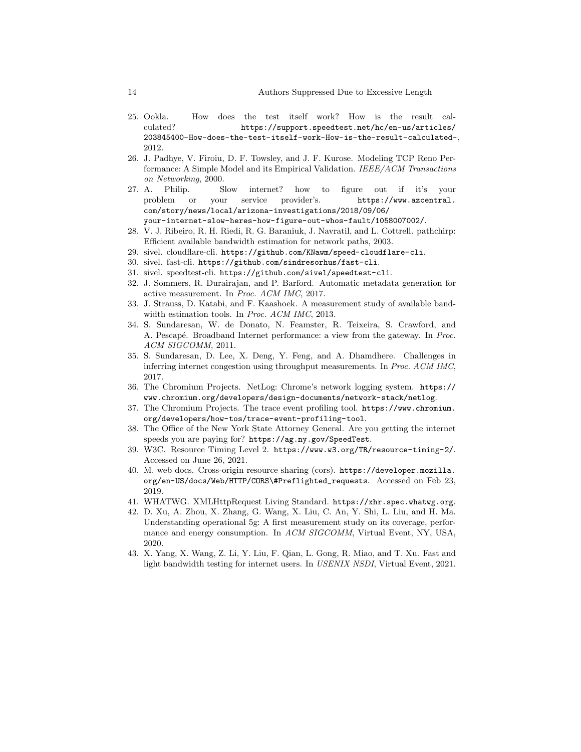25. Ookla. How does the test itself work? How is the result calculated? https://support.speedtest.net/hc/en-us/articles/203845400-How-does-the-test-itself-work-How-is-the-result-calculated-, 2012.
26. J. Padhye, V. Firoiu, D. F. Towsley, and J. F. Kurose. Modeling TCP Reno Performance: A Simple Model and its Empirical Validation. *IEEE/ACM Transactions on Networking*, 2000.
27. A. Philip. Slow internet? how to figure out if it's your problem or your service provider's. https://www.azcentral.com/story/news/local/arizona-investigations/2018/09/06/your-internet-slow-heres-how-figure-out-whos-fault/1058007002/.
28. V. J. Ribeiro, R. H. Riedi, R. G. Baraniuk, J. Navratil, and L. Cottrell. pathchirp: Efficient available bandwidth estimation for network paths, 2003.
29. sivel. cloudflare-cli. https://github.com/KNawm/speed-cloudflare-cli.
30. sivel. fast-cli. https://github.com/sindresorhus/fast-cli.
31. sivel. speedtest-cli. https://github.com/sivel/speedtest-cli.
32. J. Sommers, R. Durairajan, and P. Barford. Automatic metadata generation for active measurement. In *Proc. ACM IMC*, 2017.
33. J. Strauss, D. Katabi, and F. Kaashoek. A measurement study of available bandwidth estimation tools. In *Proc. ACM IMC*, 2013.
34. S. Sundaresan, W. de Donato, N. Feamster, R. Teixeira, S. Crawford, and A. Pescapé. Broadband Internet performance: a view from the gateway. In *Proc. ACM SIGCOMM*, 2011.
35. S. Sundaresan, D. Lee, X. Deng, Y. Feng, and A. Dhamdhere. Challenges in inferring internet congestion using throughput measurements. In *Proc. ACM IMC*, 2017.
36. The Chromium Projects. NetLog: Chrome's network logging system. https://www.chromium.org/developers/design-documents/network-stack/netlog.
37. The Chromium Projects. The trace event profiling tool. https://www.chromium.org/developers/how-tos/trace-event-profiling-tool.
38. The Office of the New York State Attorney General. Are you getting the internet speeds you are paying for? https://ag.ny.gov/SpeedTest.
39. W3C. Resource Timing Level 2. https://www.w3.org/TR/resource-timing-2/. Accessed on June 26, 2021.
40. M. web docs. Cross-origin resource sharing (cors). https://developer.mozilla.org/en-US/docs/Web/HTTP/CORS\#Preflighted_requests. Accessed on Feb 23, 2019.
41. WHATWG. XMLHttpRequest Living Standard. https://xhr.spec.whatwg.org.
42. D. Xu, A. Zhou, X. Zhang, G. Wang, X. Liu, C. An, Y. Shi, L. Liu, and H. Ma. Understanding operational 5g: A first measurement study on its coverage, performance and energy consumption. In *ACM SIGCOMM*, Virtual Event, NY, USA, 2020.
43. X. Yang, X. Wang, Z. Li, Y. Liu, F. Qian, L. Gong, R. Miao, and T. Xu. Fast and light bandwidth testing for internet users. In *USENIX NSDI*, Virtual Event, 2021.